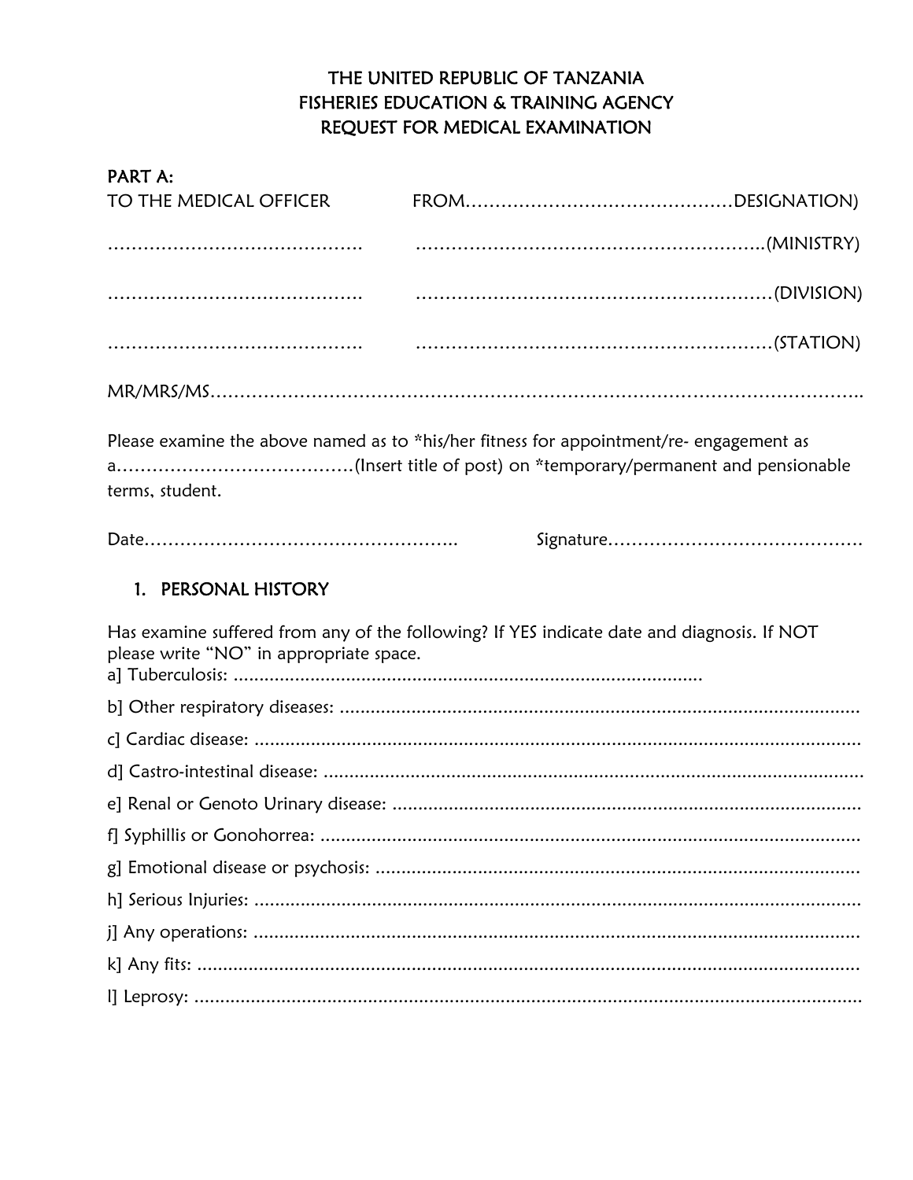# THE UNITED REPUBLIC OF TANZANIA
# FISHERIES EDUCATION & TRAINING AGENCY
# REQUEST FOR MEDICAL EXAMINATION

**PART A:**

TO THE MEDICAL OFFICER FROM……………………………………DESIGNATION)

…………………………………… …………………………………………………(MINISTRY)

…………………………………… …………………………………………………(DIVISION)

…………………………………… …………………………………………………(STATION)

MR/MRS/MS………………………………………………………………………………………………

Please examine the above named as to *his/her fitness for appointment/re- engagement as a…………………………………(Insert title of post) on *temporary/permanent and pensionable terms, student.

Date…………………………………………… Signature……………………………………

## 1. PERSONAL HISTORY

Has examine suffered from any of the following? If YES indicate date and diagnosis. If NOT please write "NO" in appropriate space.

a] Tuberculosis: ..........................................................................................

b] Other respiratory diseases: ....................................................................................................

c] Cardiac disease: ....................................................................................................................

d] Castro-intestinal disease: .......................................................................................................

e] Renal or Genoto Urinary disease: ...........................................................................................

f] Syphillis or Gonohorrea: .........................................................................................................

g] Emotional disease or psychosis: .............................................................................................

h] Serious Injuries: .....................................................................................................................

j] Any operations: .......................................................................................................................

k] Any fits: ..................................................................................................................................

l] Leprosy: ..................................................................................................................................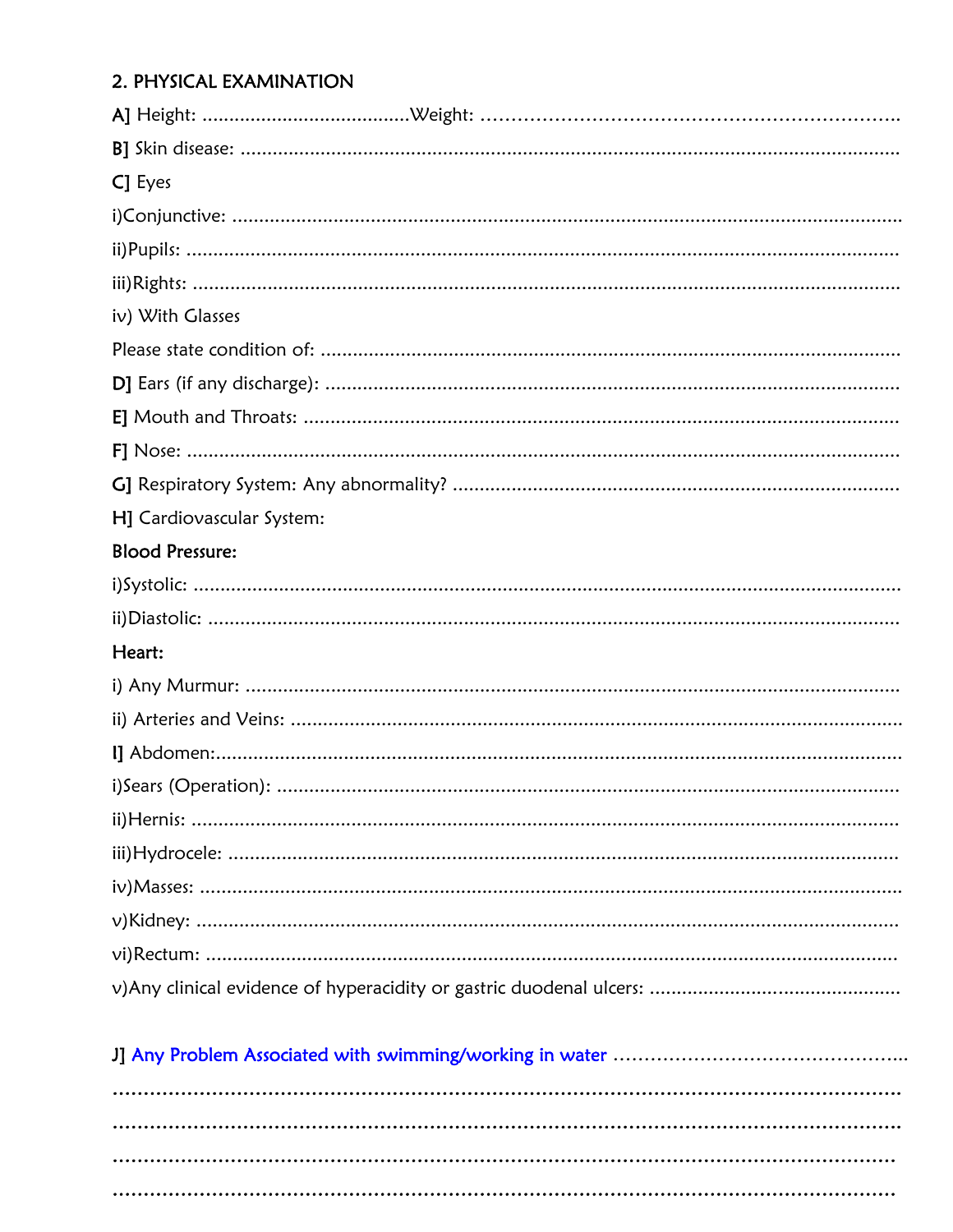## 2. PHYSICAL EXAMINATION

A] Height: ......................................Weight: ……………………………………………………………..

B] Skin disease: ..........................................................................................................

C] Eyes

i)Conjunctive: ...............................................................................................................

ii)Pupils: .......................................................................................................................

iii)Rights: .......................................................................................................................

iv) With Glasses

Please state condition of: ................................................................................................

D] Ears (if any discharge): ...............................................................................................

E] Mouth and Throats: .....................................................................................................

F] Nose: .........................................................................................................................

G] Respiratory System: Any abnormality? ..........................................................................

H] Cardiovascular System:

**Blood Pressure:**

i)Systolic: .......................................................................................................................

ii)Diastolic: ....................................................................................................................

**Heart:**

i) Any Murmur: ...............................................................................................................

ii) Arteries and Veins: ......................................................................................................

I] Abdomen:.....................................................................................................................

i)Sears (Operation): ........................................................................................................

ii)Hernis: ........................................................................................................................

iii)Hydrocele: ..................................................................................................................

iv)Masses: ......................................................................................................................

v)Kidney: .......................................................................................................................

vi)Rectum: .....................................................................................................................

v)Any clinical evidence of hyperacidity or gastric duodenal ulcers: ..............................................

J] Any Problem Associated with swimming/working in water ………………………………………..

…………………………………………………………………………………………………………

…………………………………………………………………………………………………………

…………………………………………………………………………………………………………

…………………………………………………………………………………………………………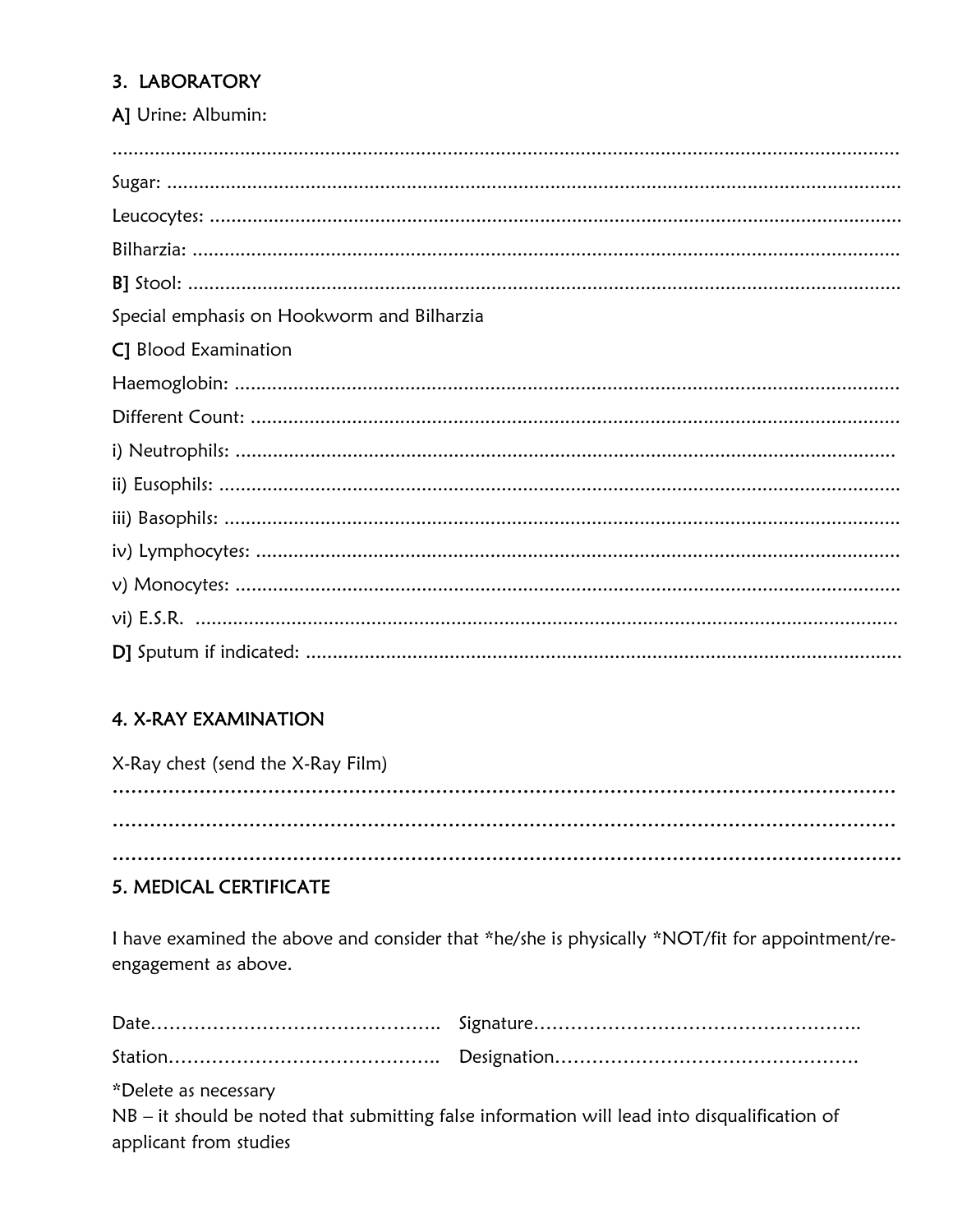## 3. LABORATORY

**A]** Urine: Albumin:

..........................................................................................................................................

Sugar: ..........................................................................................................................

Leucocytes: ...................................................................................................................

Bilharzia: ......................................................................................................................

**B]** Stool: ......................................................................................................................

Special emphasis on Hookworm and Bilharzia

**C]** Blood Examination

Haemoglobin: ................................................................................................................

Different Count: ..............................................................................................................

i) Neutrophils: ................................................................................................................

ii) Eusophils: ...................................................................................................................

iii) Basophils: ..................................................................................................................

iv) Lymphocytes: ..............................................................................................................

v) Monocytes: ..................................................................................................................

vi) E.S.R. ........................................................................................................................

**D]** Sputum if indicated: .....................................................................................................

## 4. X-RAY EXAMINATION

X-Ray chest (send the X-Ray Film)

……………………………………………………………………………………………………………

……………………………………………………………………………………………………………

……………………………………………………………………………………………………………

## 5. MEDICAL CERTIFICATE

I have examined the above and consider that *he/she is physically *NOT/fit for appointment/re-engagement as above.

Date……………………………………….. Signature…………………………………………..

Station…………………………………….. Designation…………………………………………

*Delete as necessary

NB – it should be noted that submitting false information will lead into disqualification of applicant from studies